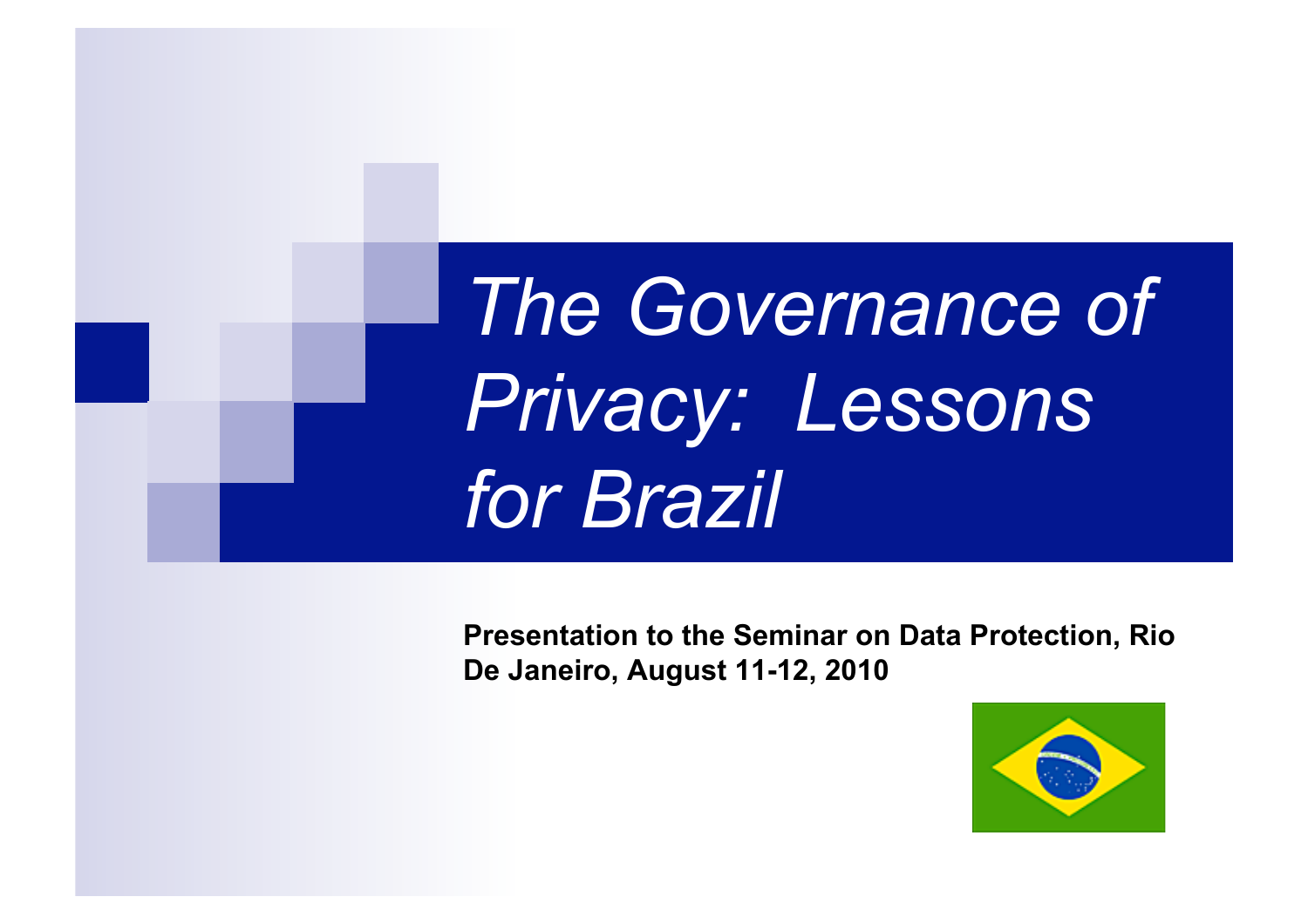# *The Governance of Privacy: Lessons for Brazil*

**Presentation to the Seminar on Data Protection, Rio De Janeiro, August 11-12, 2010**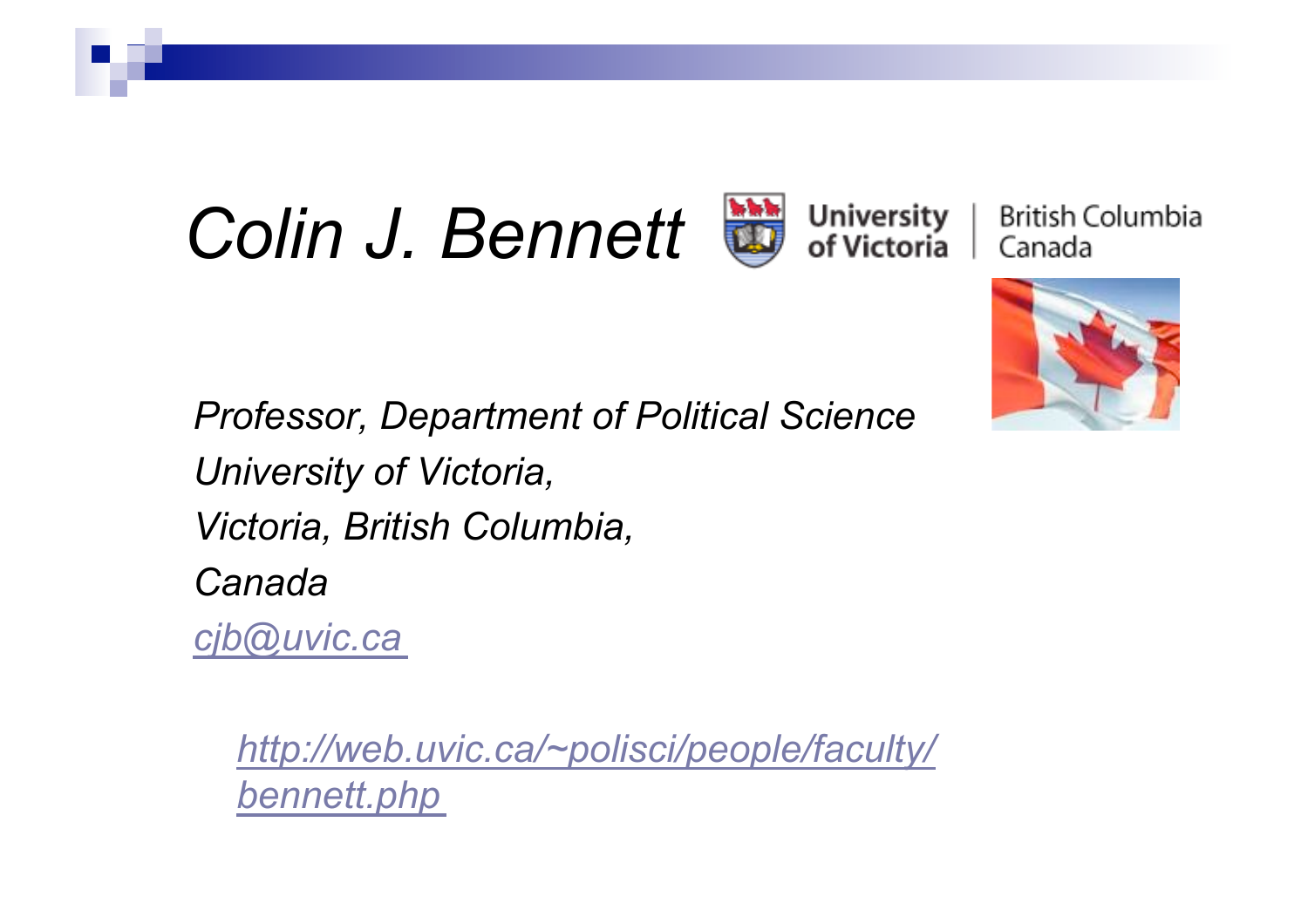# *Colin J. Bennett*

University of Victoria | British Columbia Canada

*Professor, Department of Political Science*
*University of Victoria,*
*Victoria, British Columbia,*
*Canada*
*cjb@uvic.ca*

*http://web.uvic.ca/~polisci/people/faculty/bennett.php*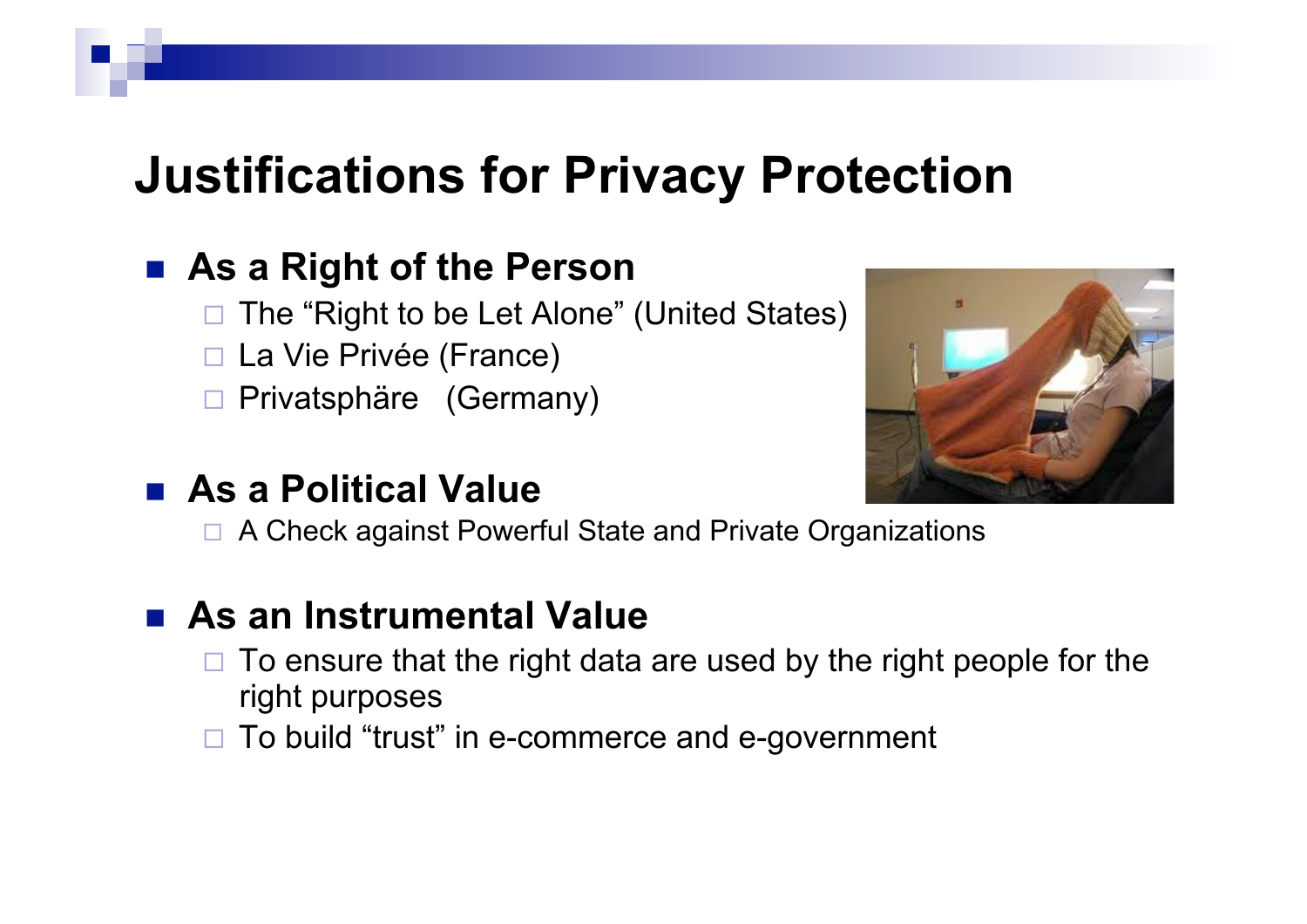# Justifications for Privacy Protection

- **As a Right of the Person**
  - The “Right to be Let Alone” (United States)
  - La Vie Privée (France)
  - Privatsphäre (Germany)
- **As a Political Value**
  - A Check against Powerful State and Private Organizations
- **As an Instrumental Value**
  - To ensure that the right data are used by the right people for the right purposes
  - To build “trust” in e-commerce and e-government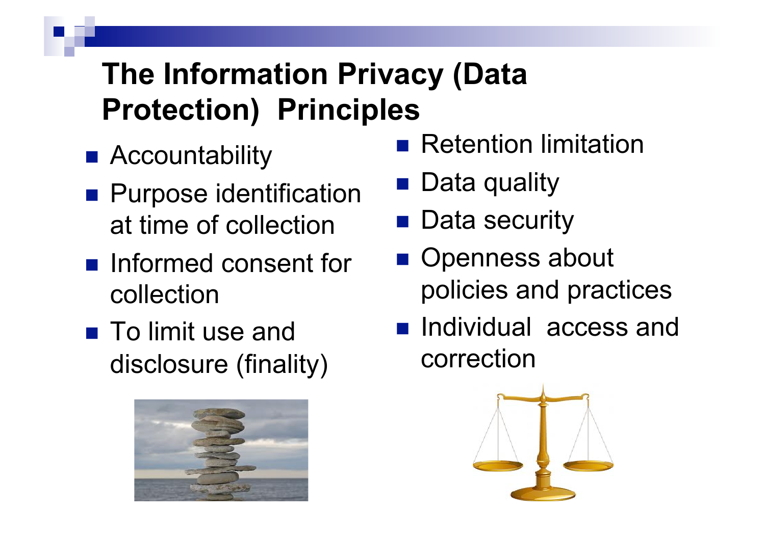# The Information Privacy (Data Protection) Principles

- Accountability
- Purpose identification at time of collection
- Informed consent for collection
- To limit use and disclosure (finality)
- Retention limitation
- Data quality
- Data security
- Openness about policies and practices
- Individual access and correction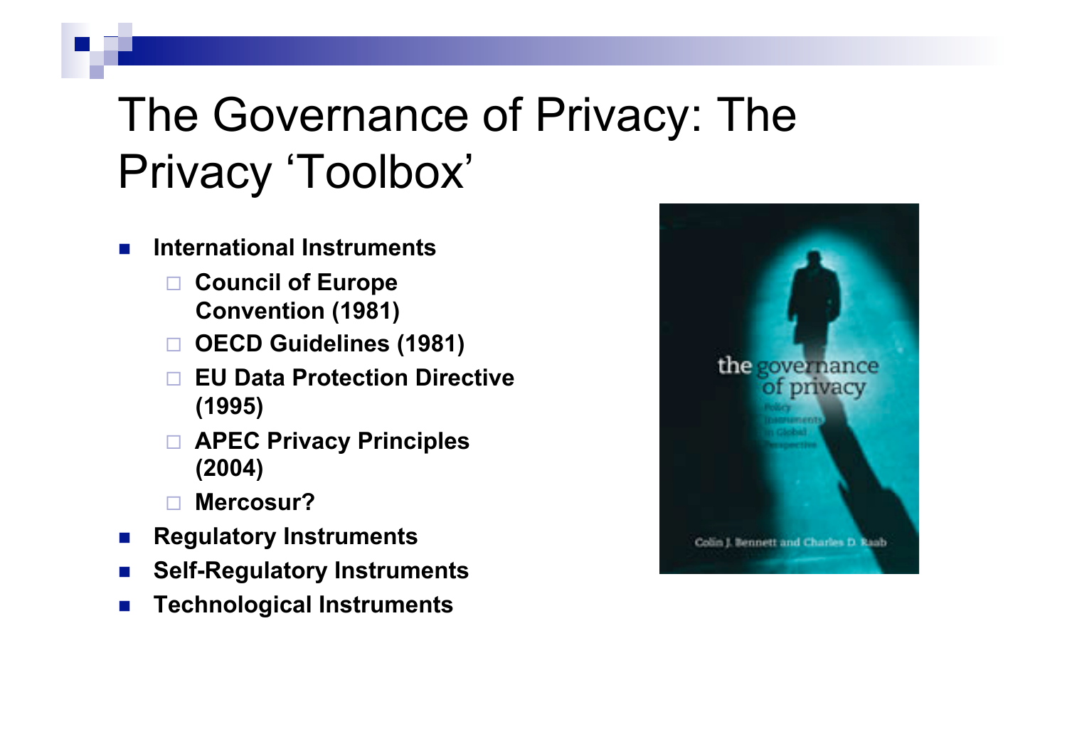# The Governance of Privacy: The Privacy 'Toolbox'

- **International Instruments**
  - **Council of Europe Convention (1981)**
  - **OECD Guidelines (1981)**
  - **EU Data Protection Directive (1995)**
  - **APEC Privacy Principles (2004)**
  - **Mercosur?**
- **Regulatory Instruments**
- **Self-Regulatory Instruments**
- **Technological Instruments**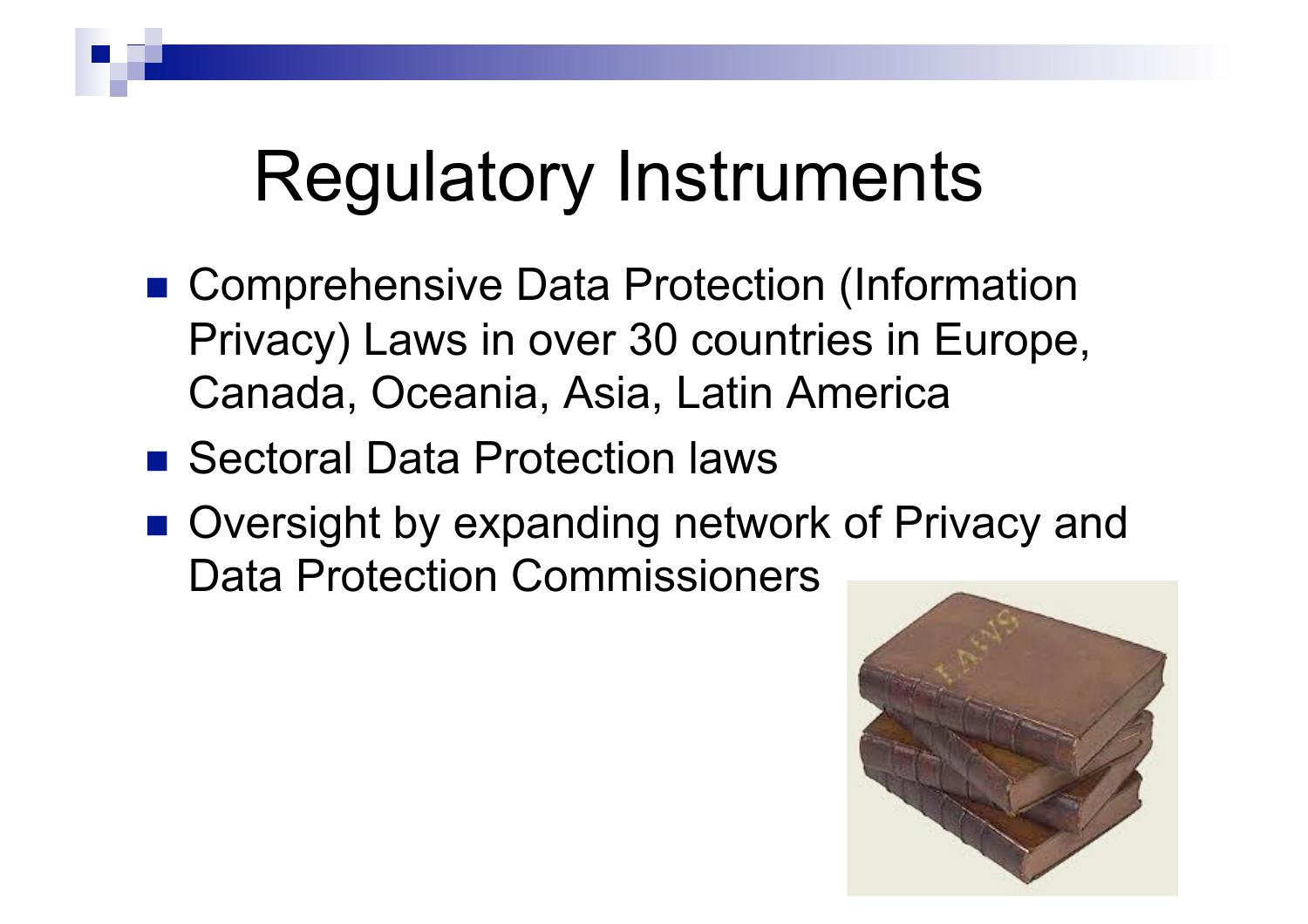# Regulatory Instruments

- Comprehensive Data Protection (Information Privacy) Laws in over 30 countries in Europe, Canada, Oceania, Asia, Latin America
- Sectoral Data Protection laws
- Oversight by expanding network of Privacy and Data Protection Commissioners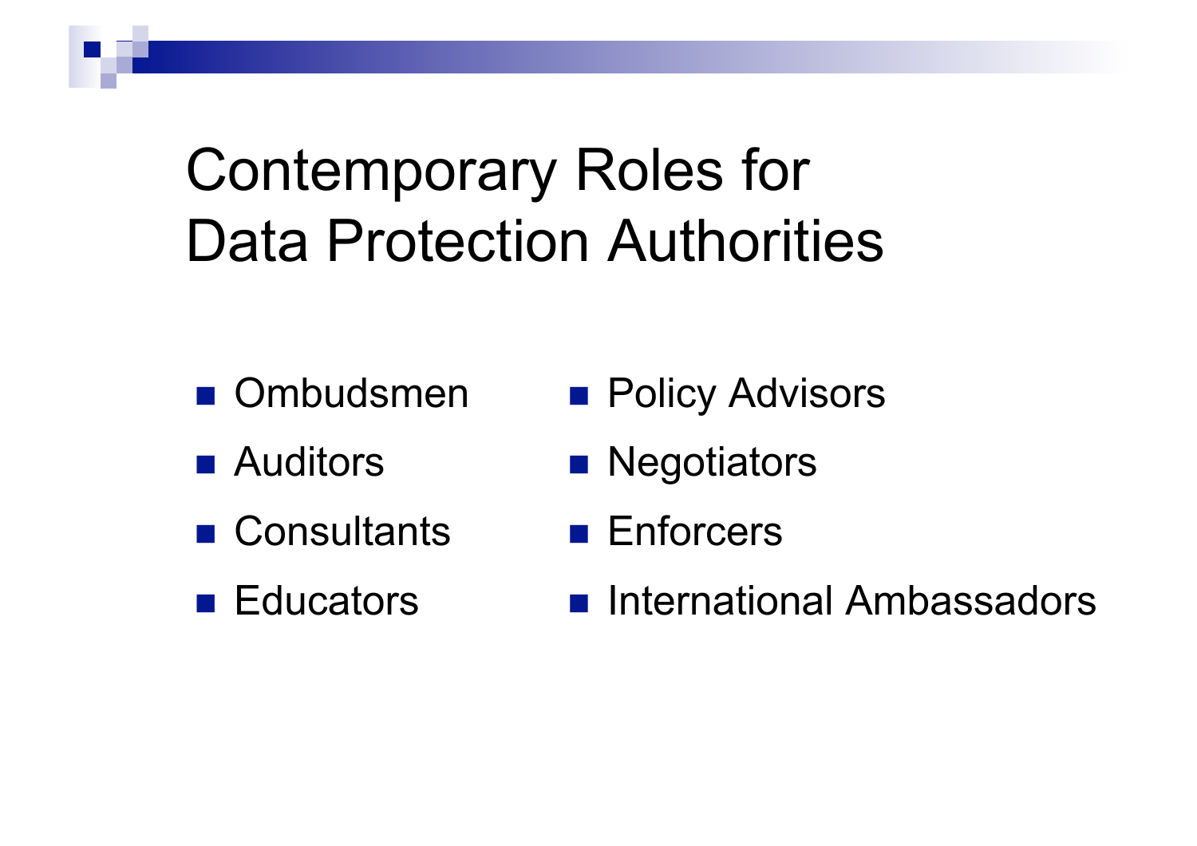# Contemporary Roles for Data Protection Authorities

- Ombudsmen
- Auditors
- Consultants
- Educators
- Policy Advisors
- Negotiators
- Enforcers
- International Ambassadors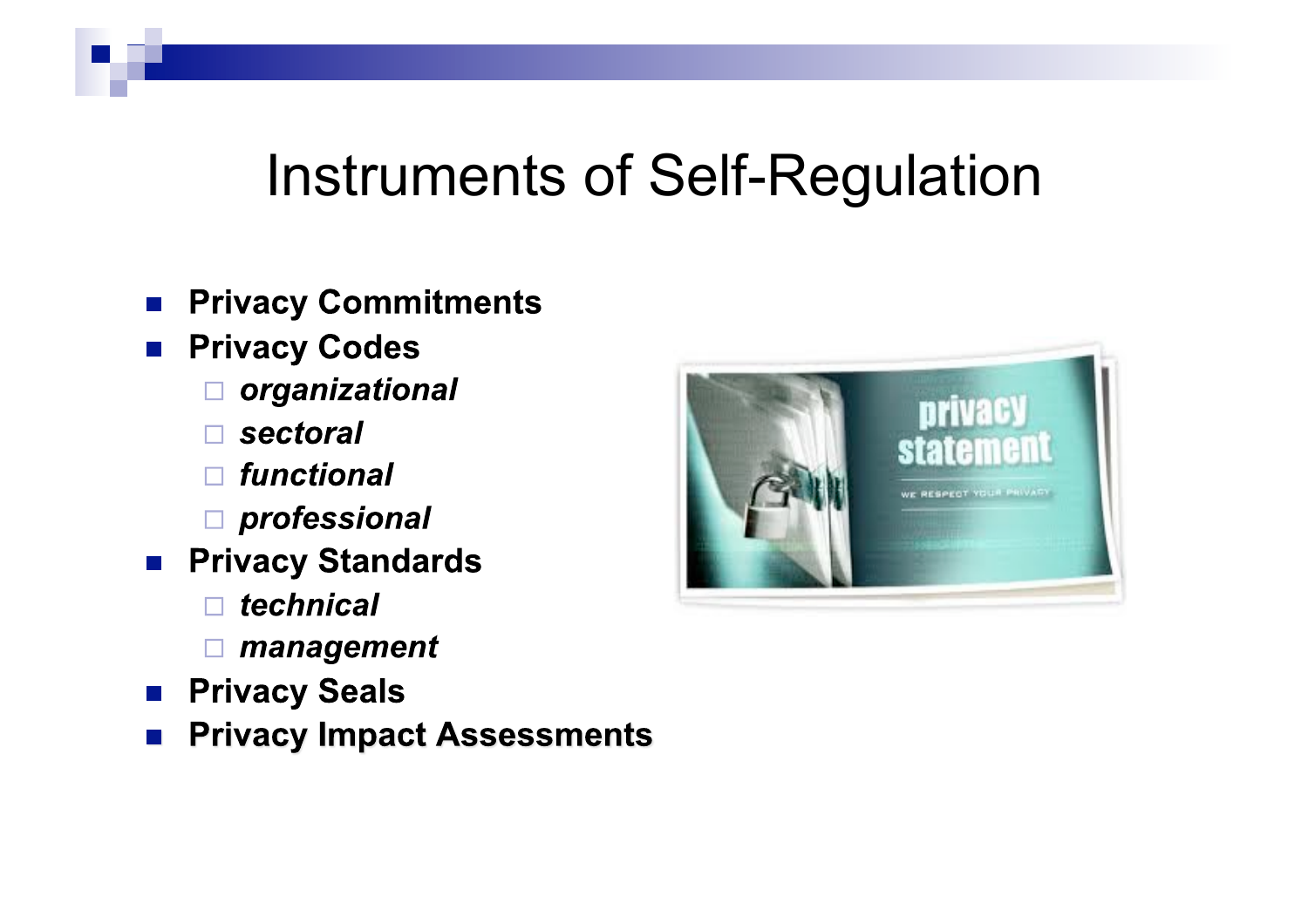# Instruments of Self-Regulation

- **Privacy Commitments**
- **Privacy Codes**
  - ***organizational***
  - ***sectoral***
  - ***functional***
  - ***professional***
- **Privacy Standards**
  - ***technical***
  - ***management***
- **Privacy Seals**
- **Privacy Impact Assessments**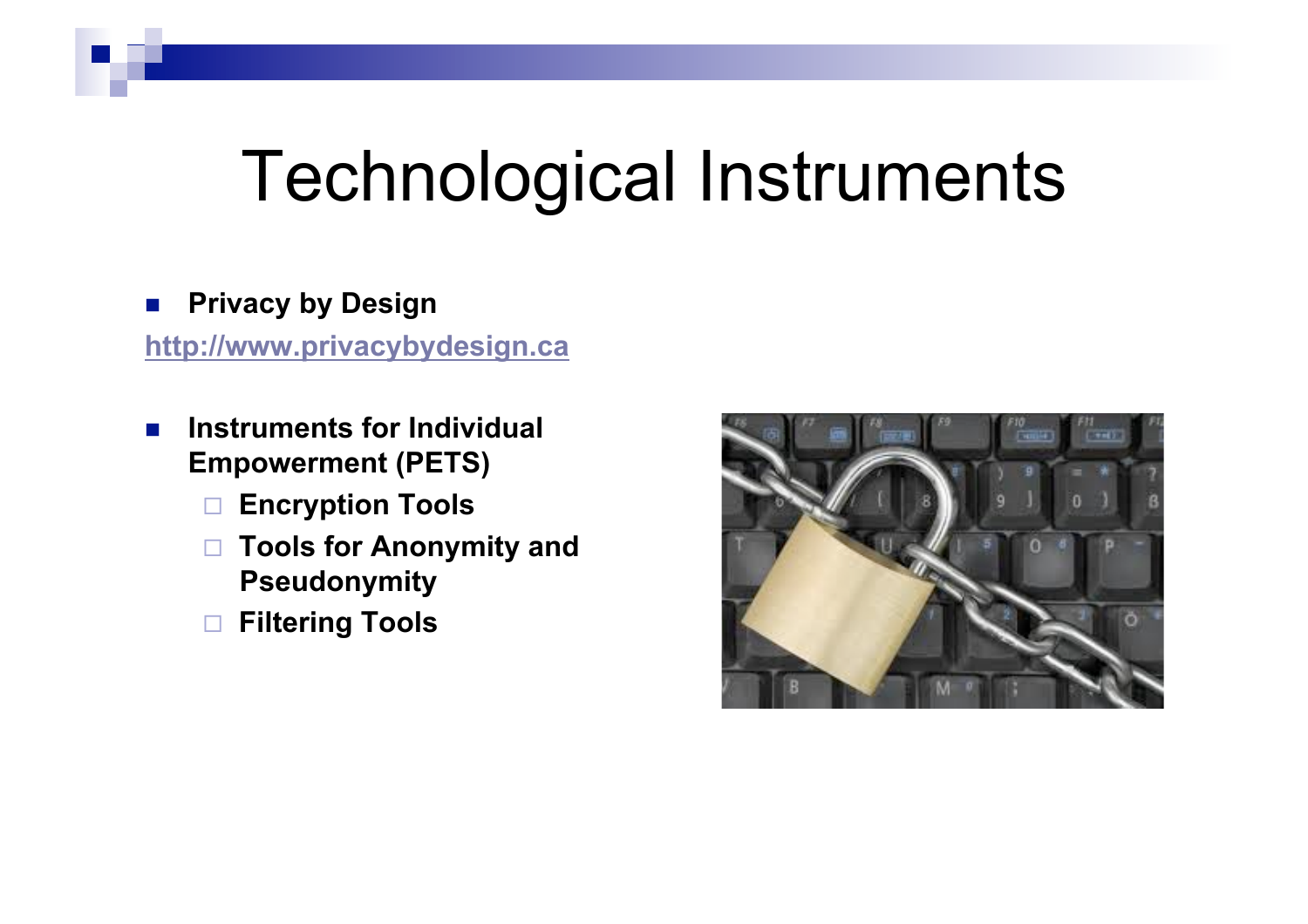# Technological Instruments

- **Privacy by Design**

http://www.privacybydesign.ca

- **Instruments for Individual Empowerment (PETS)**
  - **Encryption Tools**
  - **Tools for Anonymity and Pseudonymity**
  - **Filtering Tools**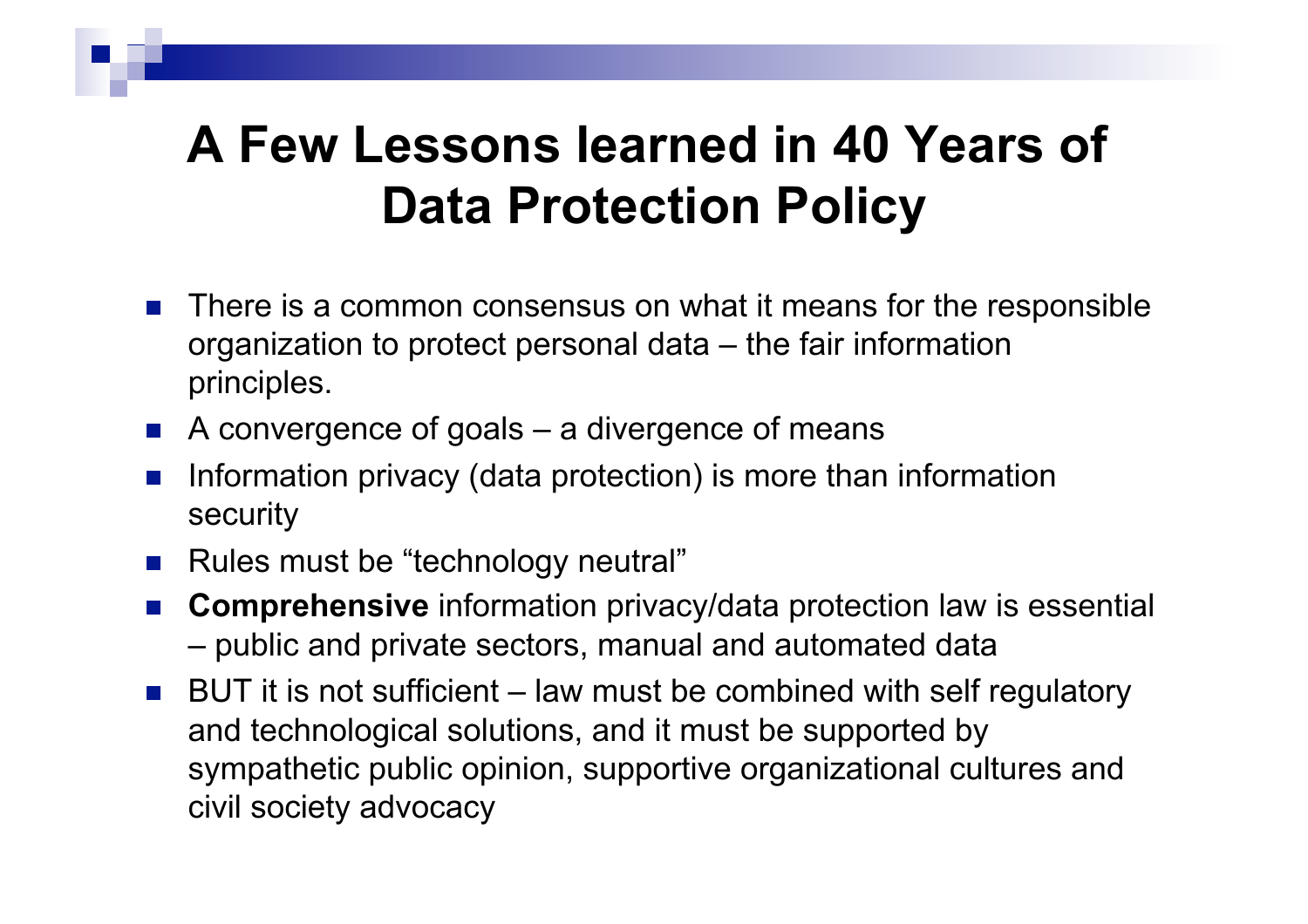# A Few Lessons learned in 40 Years of Data Protection Policy

- There is a common consensus on what it means for the responsible organization to protect personal data – the fair information principles.
- A convergence of goals – a divergence of means
- Information privacy (data protection) is more than information security
- Rules must be "technology neutral"
- **Comprehensive** information privacy/data protection law is essential – public and private sectors, manual and automated data
- BUT it is not sufficient – law must be combined with self regulatory and technological solutions, and it must be supported by sympathetic public opinion, supportive organizational cultures and civil society advocacy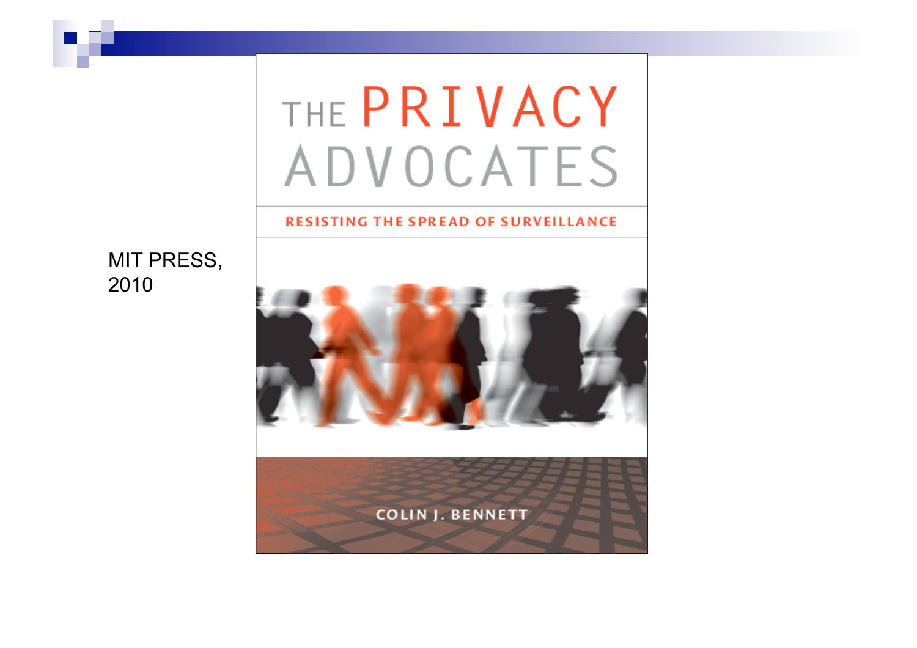MIT PRESS, 2010

# THE PRIVACY ADVOCATES

RESISTING THE SPREAD OF SURVEILLANCE

COLIN J. BENNETT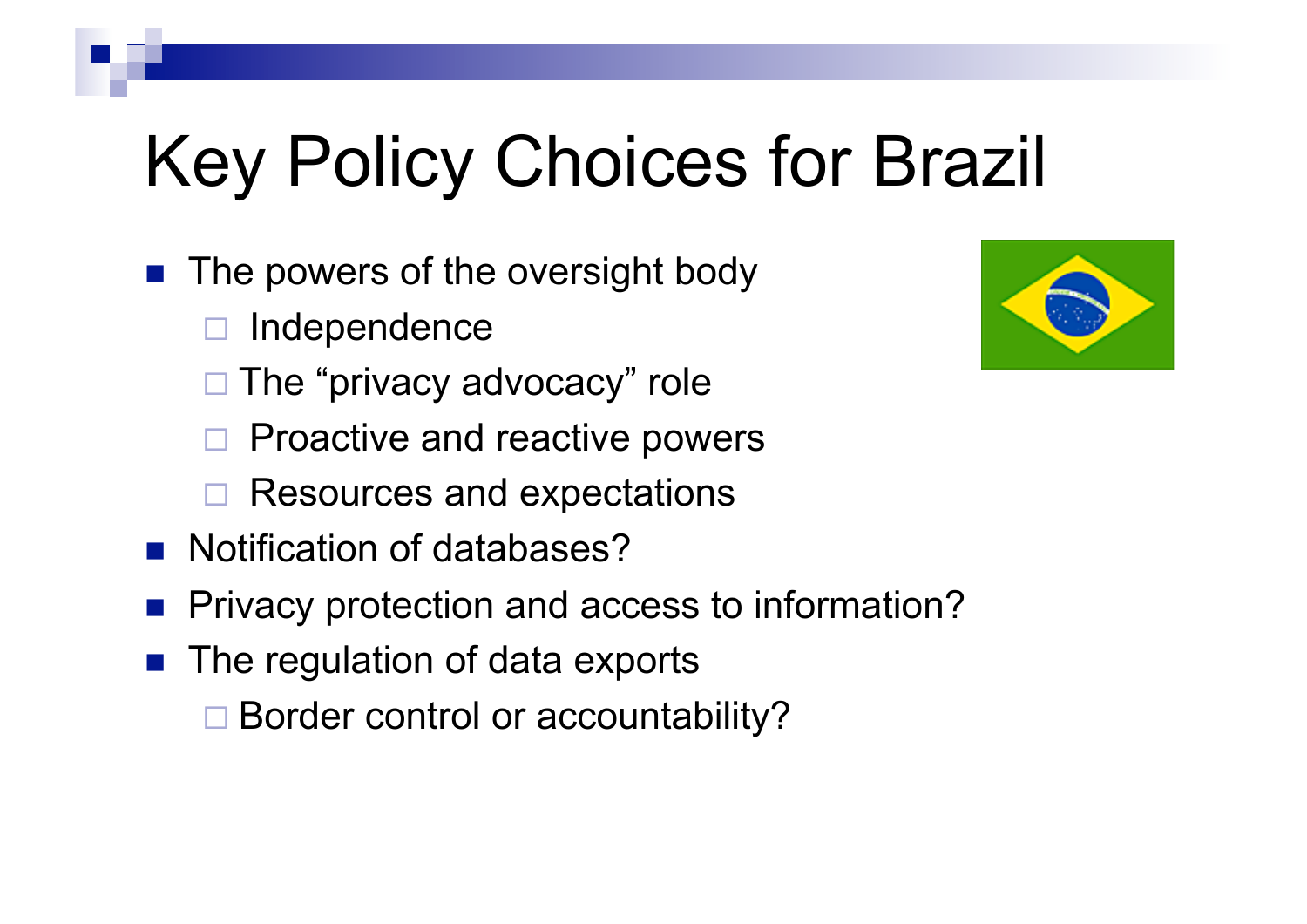# Key Policy Choices for Brazil

- The powers of the oversight body
  - Independence
  - The "privacy advocacy" role
  - Proactive and reactive powers
  - Resources and expectations
- Notification of databases?
- Privacy protection and access to information?
- The regulation of data exports
  - Border control or accountability?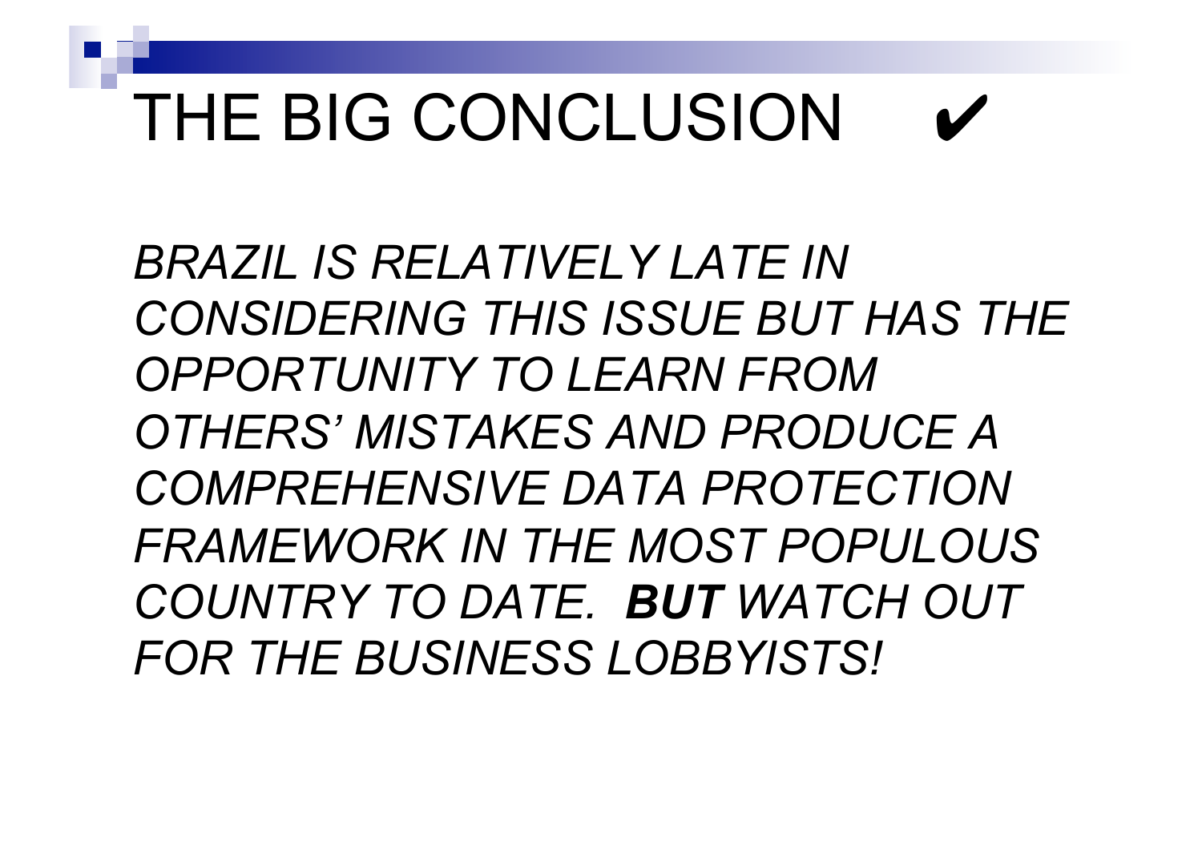# THE BIG CONCLUSION ✔

*BRAZIL IS RELATIVELY LATE IN CONSIDERING THIS ISSUE BUT HAS THE OPPORTUNITY TO LEARN FROM OTHERS' MISTAKES AND PRODUCE A COMPREHENSIVE DATA PROTECTION FRAMEWORK IN THE MOST POPULOUS COUNTRY TO DATE.* ***BUT*** *WATCH OUT FOR THE BUSINESS LOBBYISTS!*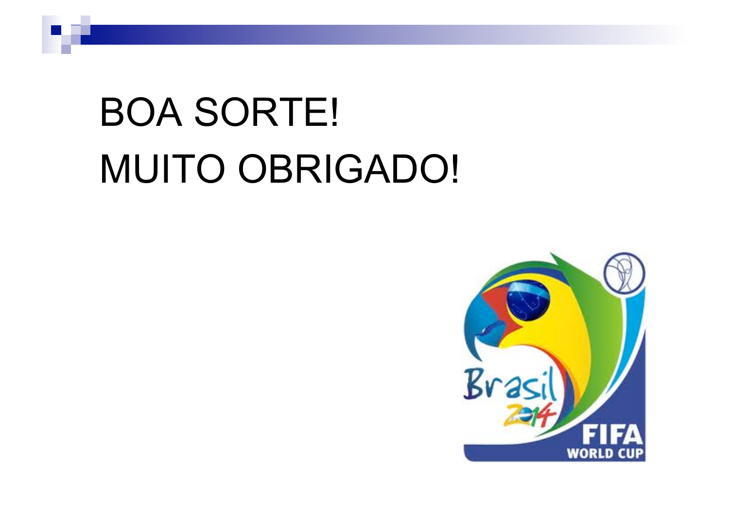BOA SORTE!

MUITO OBRIGADO!